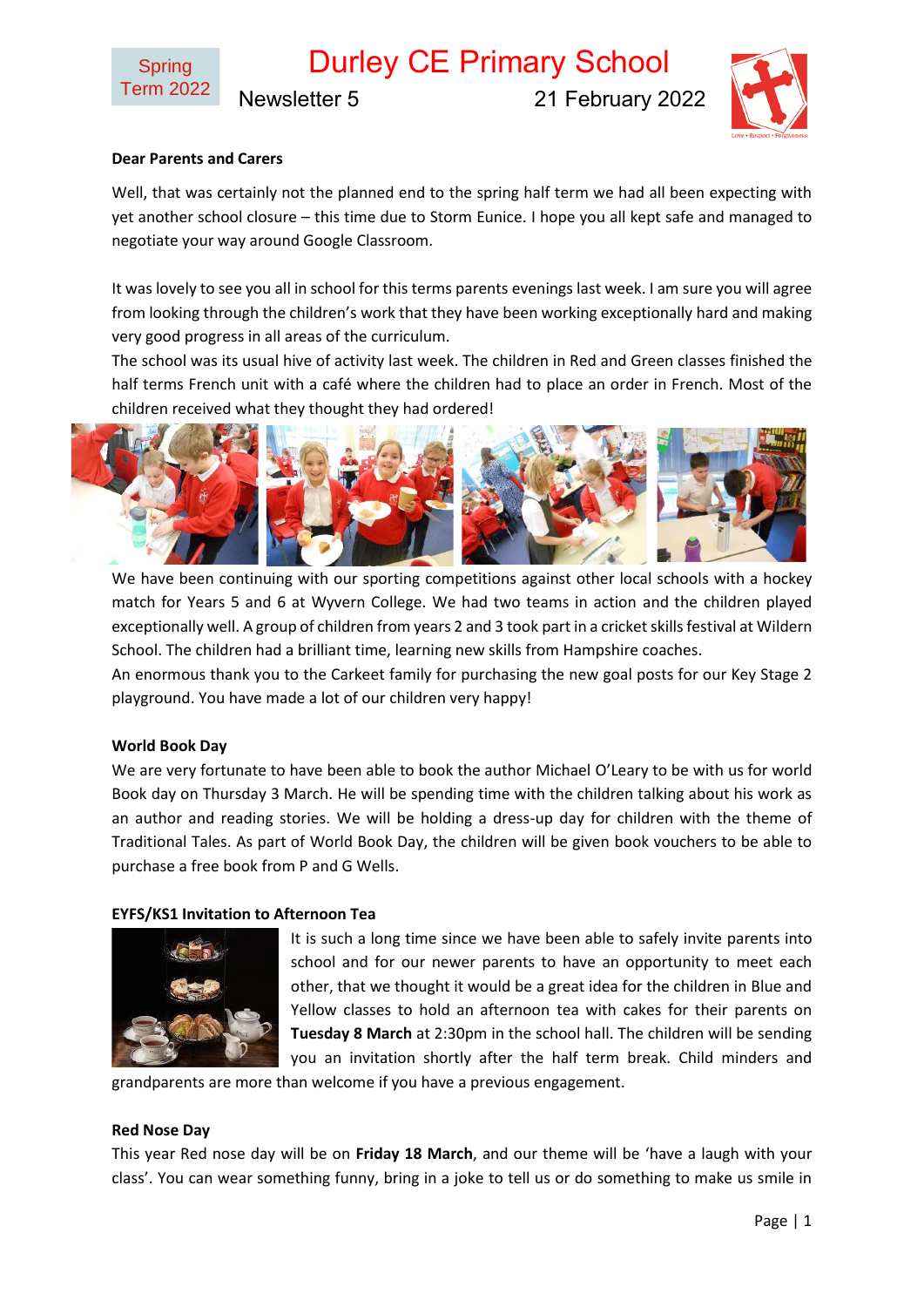Spring Term 2022

# Durley CE Primary School

Newsletter 5 — 21 February 2022

**Dear Parents and Carers**

Well, that was certainly not the planned end to the spring half term we had all been expecting with yet another school closure – this time due to Storm Eunice. I hope you all kept safe and managed to negotiate your way around Google Classroom.

It was lovely to see you all in school for this terms parents evenings last week. I am sure you will agree from looking through the children's work that they have been working exceptionally hard and making very good progress in all areas of the curriculum.

The school was its usual hive of activity last week. The children in Red and Green classes finished the half terms French unit with a café where the children had to place an order in French. Most of the children received what they thought they had ordered!

We have been continuing with our sporting competitions against other local schools with a hockey match for Years 5 and 6 at Wyvern College. We had two teams in action and the children played exceptionally well. A group of children from years 2 and 3 took part in a cricket skills festival at Wildern School. The children had a brilliant time, learning new skills from Hampshire coaches.

An enormous thank you to the Carkeet family for purchasing the new goal posts for our Key Stage 2 playground. You have made a lot of our children very happy!

**World Book Day**

We are very fortunate to have been able to book the author Michael O'Leary to be with us for world Book day on Thursday 3 March. He will be spending time with the children talking about his work as an author and reading stories. We will be holding a dress-up day for children with the theme of Traditional Tales. As part of World Book Day, the children will be given book vouchers to be able to purchase a free book from P and G Wells.

**EYFS/KS1 Invitation to Afternoon Tea**

It is such a long time since we have been able to safely invite parents into school and for our newer parents to have an opportunity to meet each other, that we thought it would be a great idea for the children in Blue and Yellow classes to hold an afternoon tea with cakes for their parents on **Tuesday 8 March** at 2:30pm in the school hall. The children will be sending you an invitation shortly after the half term break. Child minders and grandparents are more than welcome if you have a previous engagement.

**Red Nose Day**

This year Red nose day will be on **Friday 18 March**, and our theme will be 'have a laugh with your class'. You can wear something funny, bring in a joke to tell us or do something to make us smile in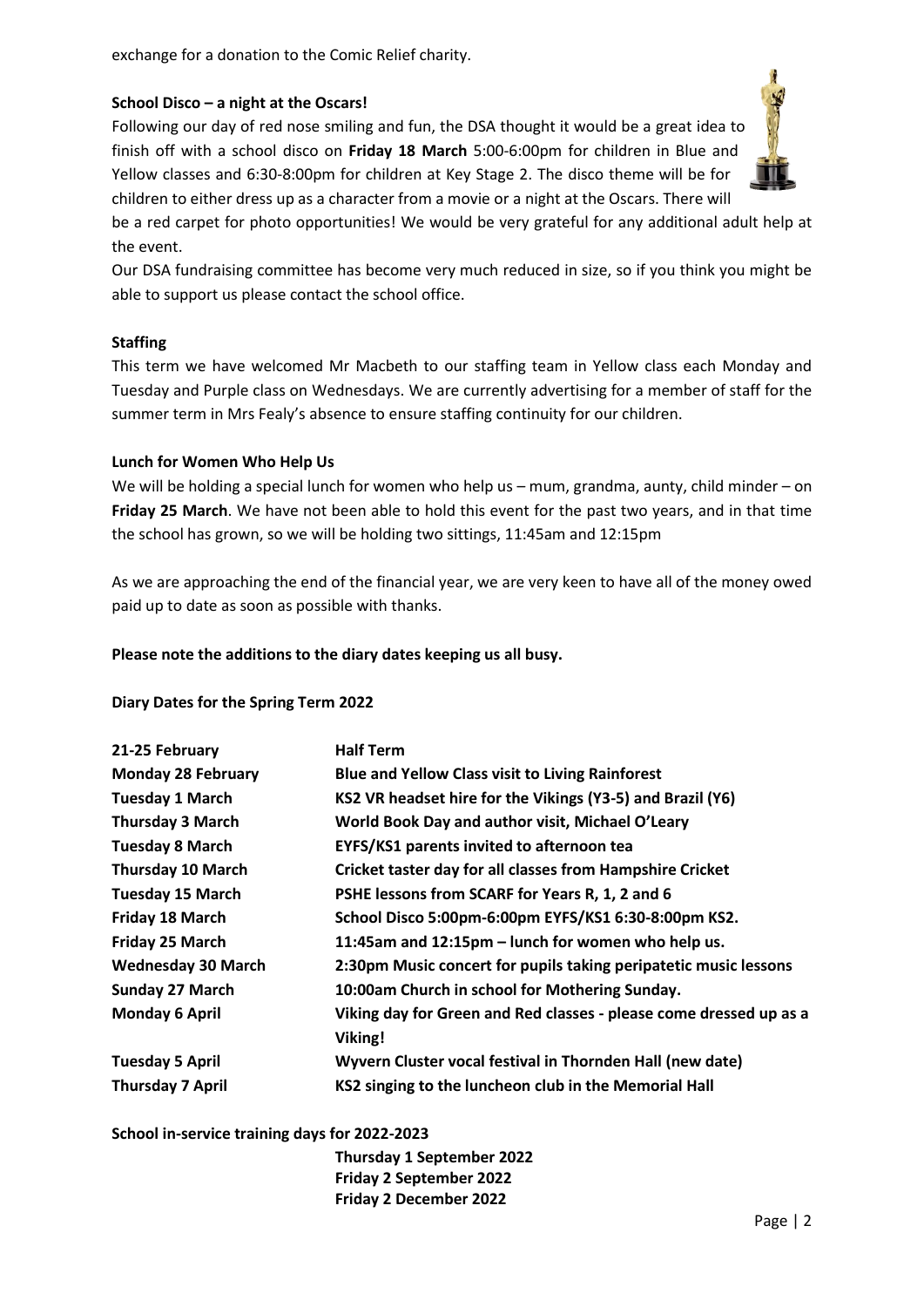exchange for a donation to the Comic Relief charity.

**School Disco – a night at the Oscars!**

Following our day of red nose smiling and fun, the DSA thought it would be a great idea to finish off with a school disco on **Friday 18 March** 5:00-6:00pm for children in Blue and Yellow classes and 6:30-8:00pm for children at Key Stage 2. The disco theme will be for children to either dress up as a character from a movie or a night at the Oscars. There will be a red carpet for photo opportunities! We would be very grateful for any additional adult help at the event.

Our DSA fundraising committee has become very much reduced in size, so if you think you might be able to support us please contact the school office.

**Staffing**

This term we have welcomed Mr Macbeth to our staffing team in Yellow class each Monday and Tuesday and Purple class on Wednesdays. We are currently advertising for a member of staff for the summer term in Mrs Fealy's absence to ensure staffing continuity for our children.

**Lunch for Women Who Help Us**

We will be holding a special lunch for women who help us – mum, grandma, aunty, child minder – on **Friday 25 March**. We have not been able to hold this event for the past two years, and in that time the school has grown, so we will be holding two sittings, 11:45am and 12:15pm

As we are approaching the end of the financial year, we are very keen to have all of the money owed paid up to date as soon as possible with thanks.

**Please note the additions to the diary dates keeping us all busy.**

**Diary Dates for the Spring Term 2022**

| | |
|---|---|
| **21-25 February** | **Half Term** |
| **Monday 28 February** | **Blue and Yellow Class visit to Living Rainforest** |
| **Tuesday 1 March** | **KS2 VR headset hire for the Vikings (Y3-5) and Brazil (Y6)** |
| **Thursday 3 March** | **World Book Day and author visit, Michael O'Leary** |
| **Tuesday 8 March** | **EYFS/KS1 parents invited to afternoon tea** |
| **Thursday 10 March** | **Cricket taster day for all classes from Hampshire Cricket** |
| **Tuesday 15 March** | **PSHE lessons from SCARF for Years R, 1, 2 and 6** |
| **Friday 18 March** | **School Disco 5:00pm-6:00pm EYFS/KS1 6:30-8:00pm KS2.** |
| **Friday 25 March** | **11:45am and 12:15pm – lunch for women who help us.** |
| **Wednesday 30 March** | **2:30pm Music concert for pupils taking peripatetic music lessons** |
| **Sunday 27 March** | **10:00am Church in school for Mothering Sunday.** |
| **Monday 6 April** | **Viking day for Green and Red classes - please come dressed up as a Viking!** |
| **Tuesday 5 April** | **Wyvern Cluster vocal festival in Thornden Hall (new date)** |
| **Thursday 7 April** | **KS2 singing to the luncheon club in the Memorial Hall** |

**School in-service training days for 2022-2023**

**Thursday 1 September 2022**
**Friday 2 September 2022**
**Friday 2 December 2022**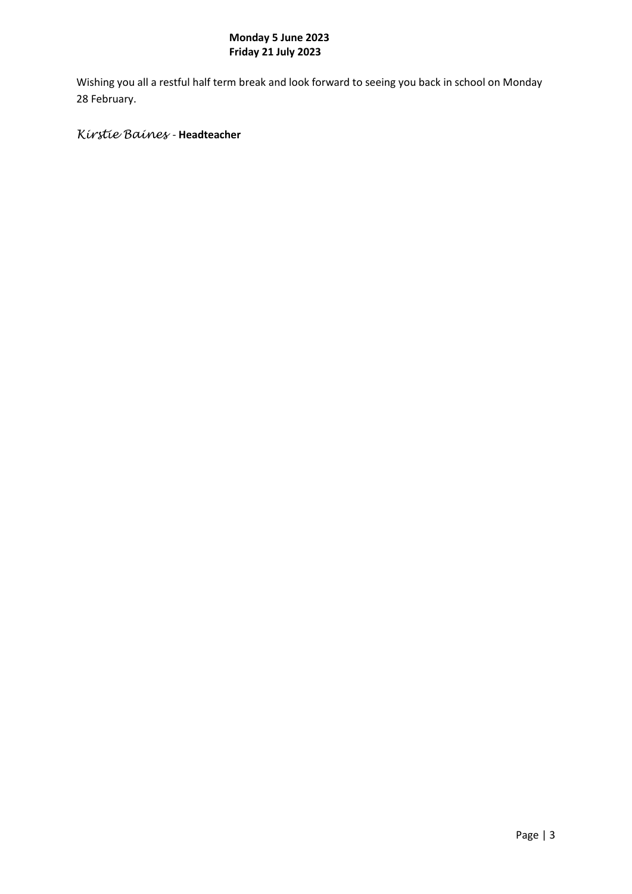**Monday 5 June 2023**
**Friday 21 July 2023**

Wishing you all a restful half term break and look forward to seeing you back in school on Monday 28 February.

*Kirstie Baines* - **Headteacher**